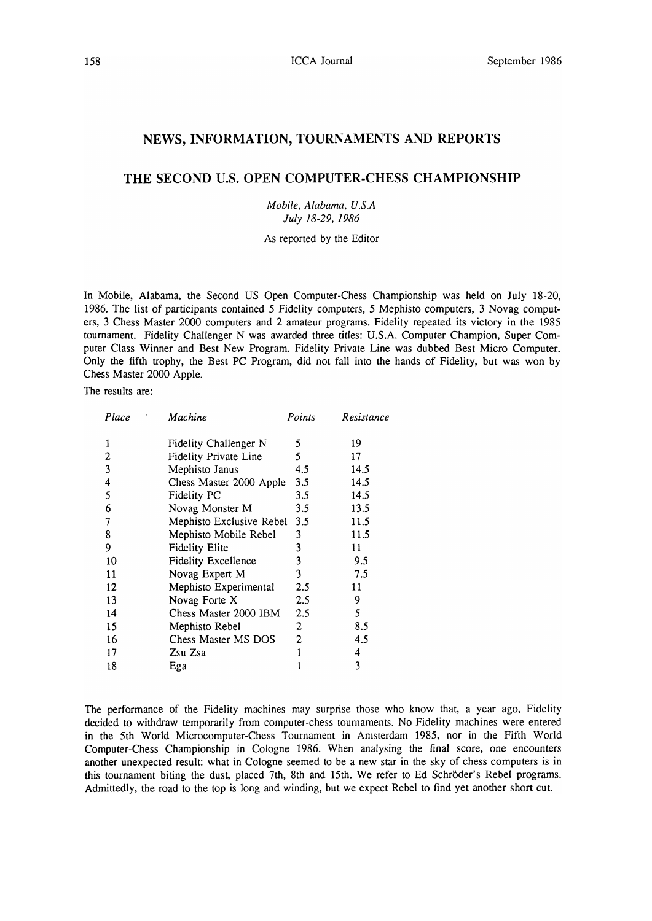## NEWS, INFORMATION, TOURNAMENTS AND REPORTS

### THE SECOND U.S. OPEN COMPUTER-CHESS CHAMPIONSHIP

*Mobile, Alabama, U.S.A*
*July 18-29, 1986*

As reported by the Editor

In Mobile, Alabama, the Second US Open Computer-Chess Championship was held on July 18-20, 1986. The list of participants contained 5 Fidelity computers, 5 Mephisto computers, 3 Novag computers, 3 Chess Master 2000 computers and 2 amateur programs. Fidelity repeated its victory in the 1985 tournament. Fidelity Challenger N was awarded three titles: U.S.A. Computer Champion, Super Computer Class Winner and Best New Program. Fidelity Private Line was dubbed Best Micro Computer. Only the fifth trophy, the Best PC Program, did not fall into the hands of Fidelity, but was won by Chess Master 2000 Apple.

The results are:

| *Place* | *Machine* | *Points* | *Resistance* |
|---|---|---|---|
| 1 | Fidelity Challenger N | 5 | 19 |
| 2 | Fidelity Private Line | 5 | 17 |
| 3 | Mephisto Janus | 4.5 | 14.5 |
| 4 | Chess Master 2000 Apple | 3.5 | 14.5 |
| 5 | Fidelity PC | 3.5 | 14.5 |
| 6 | Novag Monster M | 3.5 | 13.5 |
| 7 | Mephisto Exclusive Rebel | 3.5 | 11.5 |
| 8 | Mephisto Mobile Rebel | 3 | 11.5 |
| 9 | Fidelity Elite | 3 | 11 |
| 10 | Fidelity Excellence | 3 | 9.5 |
| 11 | Novag Expert M | 3 | 7.5 |
| 12 | Mephisto Experimental | 2.5 | 11 |
| 13 | Novag Forte X | 2.5 | 9 |
| 14 | Chess Master 2000 IBM | 2.5 | 5 |
| 15 | Mephisto Rebel | 2 | 8.5 |
| 16 | Chess Master MS DOS | 2 | 4.5 |
| 17 | Zsu Zsa | 1 | 4 |
| 18 | Ega | 1 | 3 |

The performance of the Fidelity machines may surprise those who know that, a year ago, Fidelity decided to withdraw temporarily from computer-chess tournaments. No Fidelity machines were entered in the 5th World Microcomputer-Chess Tournament in Amsterdam 1985, nor in the Fifth World Computer-Chess Championship in Cologne 1986. When analysing the final score, one encounters another unexpected result: what in Cologne seemed to be a new star in the sky of chess computers is in this tournament biting the dust, placed 7th, 8th and 15th. We refer to Ed Schröder's Rebel programs. Admittedly, the road to the top is long and winding, but we expect Rebel to find yet another short cut.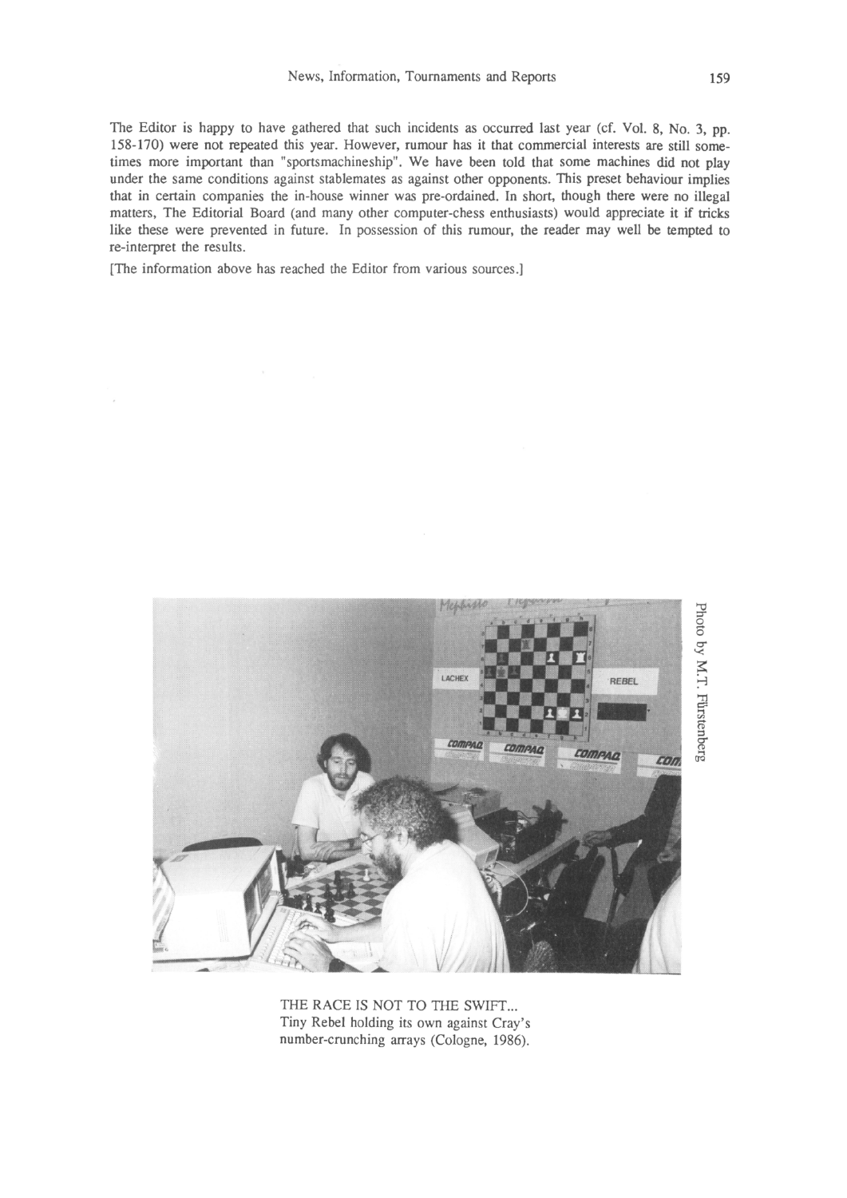The Editor is happy to have gathered that such incidents as occurred last year (cf. Vol. 8, No. 3, pp. 158-170) were not repeated this year. However, rumour has it that commercial interests are still sometimes more important than "sportsmachineship". We have been told that some machines did not play under the same conditions against stablemates as against other opponents. This preset behaviour implies that in certain companies the in-house winner was pre-ordained. In short, though there were no illegal matters, The Editorial Board (and many other computer-chess enthusiasts) would appreciate it if tricks like these were prevented in future. In possession of this rumour, the reader may well be tempted to re-interpret the results.

[The information above has reached the Editor from various sources.]

Photo by M.T. Fürstenberg

THE RACE IS NOT TO THE SWIFT...
Tiny Rebel holding its own against Cray's number-crunching arrays (Cologne, 1986).